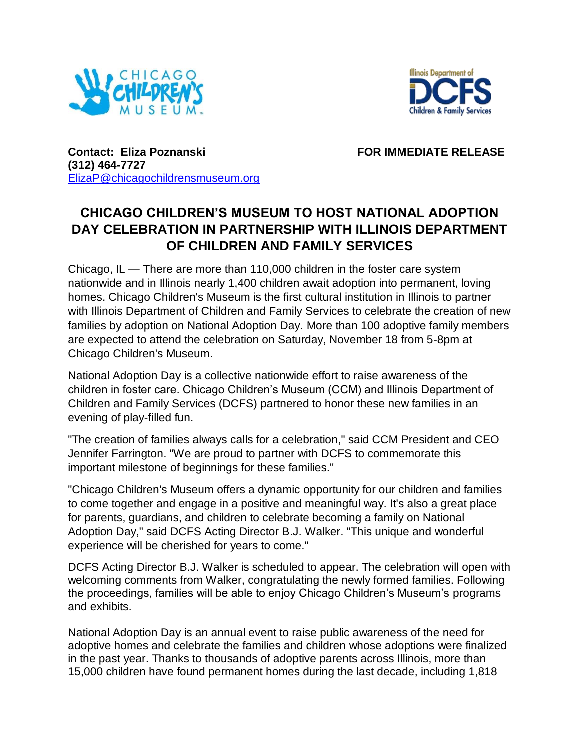**Contact: Eliza Poznanski**
**(312) 464-7727**
[ElizaP@chicagochildrensmuseum.org](mailto:ElizaP@chicagochildrensmuseum.org)

**FOR IMMEDIATE RELEASE**

# CHICAGO CHILDREN'S MUSEUM TO HOST NATIONAL ADOPTION DAY CELEBRATION IN PARTNERSHIP WITH ILLINOIS DEPARTMENT OF CHILDREN AND FAMILY SERVICES

Chicago, IL — There are more than 110,000 children in the foster care system nationwide and in Illinois nearly 1,400 children await adoption into permanent, loving homes. Chicago Children's Museum is the first cultural institution in Illinois to partner with Illinois Department of Children and Family Services to celebrate the creation of new families by adoption on National Adoption Day. More than 100 adoptive family members are expected to attend the celebration on Saturday, November 18 from 5-8pm at Chicago Children's Museum.

National Adoption Day is a collective nationwide effort to raise awareness of the children in foster care. Chicago Children's Museum (CCM) and Illinois Department of Children and Family Services (DCFS) partnered to honor these new families in an evening of play-filled fun.

"The creation of families always calls for a celebration," said CCM President and CEO Jennifer Farrington. "We are proud to partner with DCFS to commemorate this important milestone of beginnings for these families."

"Chicago Children's Museum offers a dynamic opportunity for our children and families to come together and engage in a positive and meaningful way. It's also a great place for parents, guardians, and children to celebrate becoming a family on National Adoption Day," said DCFS Acting Director B.J. Walker. "This unique and wonderful experience will be cherished for years to come."

DCFS Acting Director B.J. Walker is scheduled to appear. The celebration will open with welcoming comments from Walker, congratulating the newly formed families. Following the proceedings, families will be able to enjoy Chicago Children's Museum's programs and exhibits.

National Adoption Day is an annual event to raise public awareness of the need for adoptive homes and celebrate the families and children whose adoptions were finalized in the past year. Thanks to thousands of adoptive parents across Illinois, more than 15,000 children have found permanent homes during the last decade, including 1,818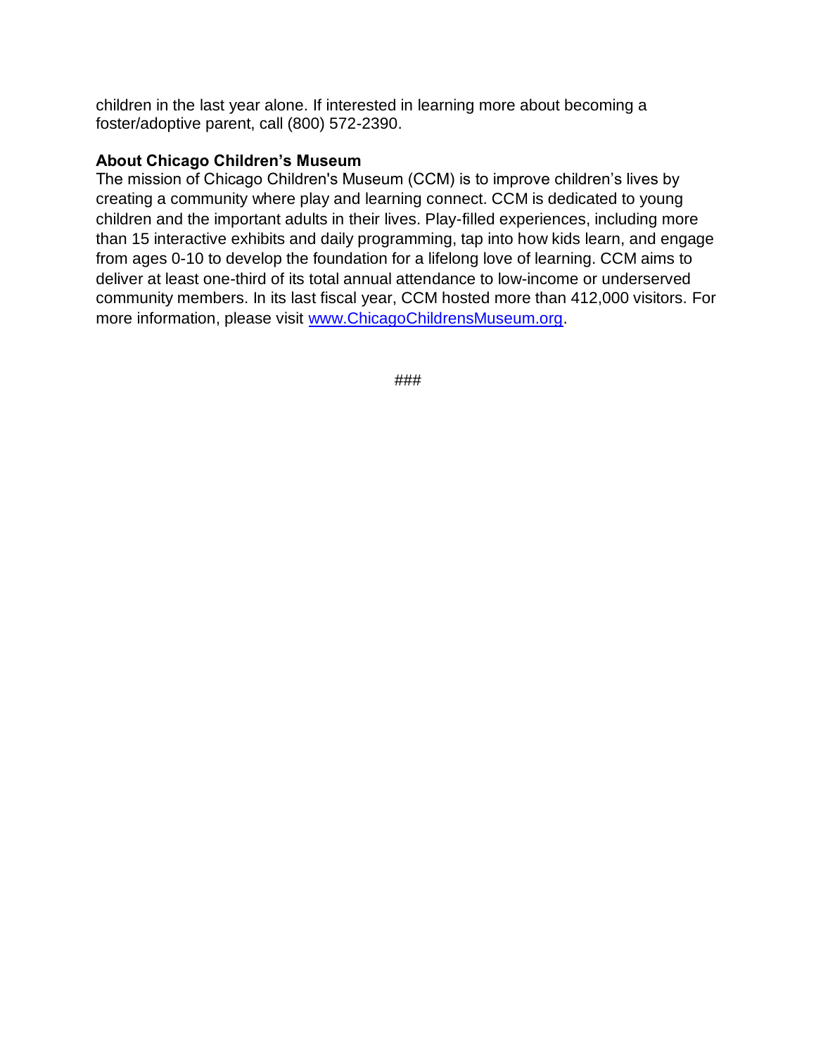children in the last year alone. If interested in learning more about becoming a foster/adoptive parent, call (800) 572-2390.

**About Chicago Children's Museum**

The mission of Chicago Children's Museum (CCM) is to improve children's lives by creating a community where play and learning connect. CCM is dedicated to young children and the important adults in their lives. Play-filled experiences, including more than 15 interactive exhibits and daily programming, tap into how kids learn, and engage from ages 0-10 to develop the foundation for a lifelong love of learning. CCM aims to deliver at least one-third of its total annual attendance to low-income or underserved community members. In its last fiscal year, CCM hosted more than 412,000 visitors. For more information, please visit [www.ChicagoChildrensMuseum.org](http://www.ChicagoChildrensMuseum.org).

###